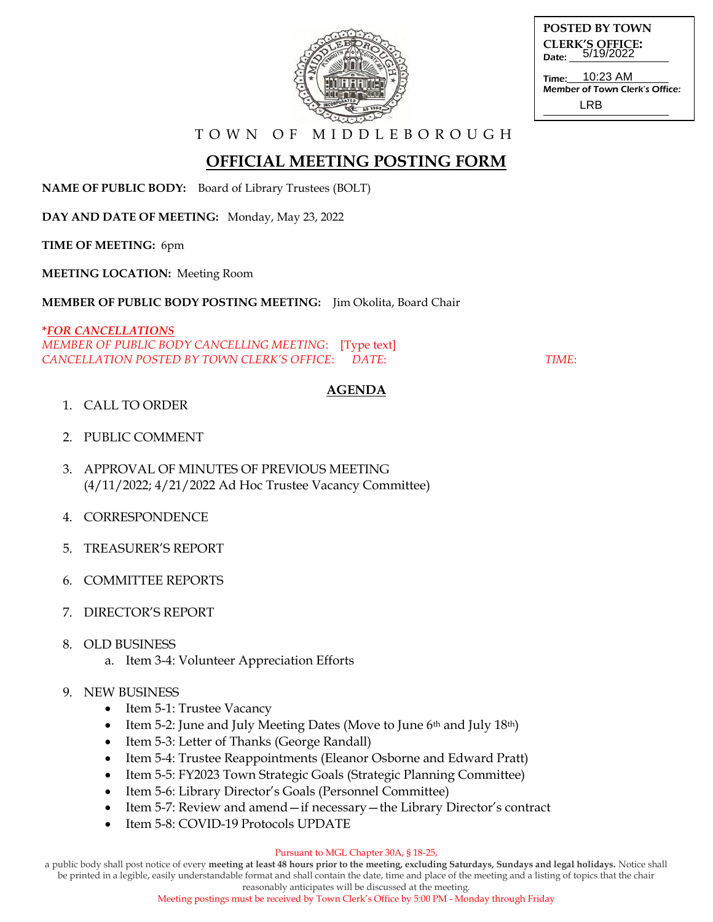**POSTED BY TOWN CLERK'S OFFICE:**
Date: 5/19/2022
Time: 10:23 AM
Member of Town Clerk's Office: LRB

T O W N   O F   M I D D L E B O R O U G H

# OFFICIAL MEETING POSTING FORM

**NAME OF PUBLIC BODY:** Board of Library Trustees (BOLT)

**DAY AND DATE OF MEETING:** Monday, May 23, 2022

**TIME OF MEETING:** 6pm

**MEETING LOCATION:** Meeting Room

**MEMBER OF PUBLIC BODY POSTING MEETING:** Jim Okolita, Board Chair

*\*FOR CANCELLATIONS*
*MEMBER OF PUBLIC BODY CANCELLING MEETING:* [Type text]
*CANCELLATION POSTED BY TOWN CLERK'S OFFICE:* *DATE:* *TIME:*

## AGENDA

1. CALL TO ORDER
2. PUBLIC COMMENT
3. APPROVAL OF MINUTES OF PREVIOUS MEETING (4/11/2022; 4/21/2022 Ad Hoc Trustee Vacancy Committee)
4. CORRESPONDENCE
5. TREASURER'S REPORT
6. COMMITTEE REPORTS
7. DIRECTOR'S REPORT
8. OLD BUSINESS
   a. Item 3-4: Volunteer Appreciation Efforts
9. NEW BUSINESS
   - Item 5-1: Trustee Vacancy
   - Item 5-2: June and July Meeting Dates (Move to June 6th and July 18th)
   - Item 5-3: Letter of Thanks (George Randall)
   - Item 5-4: Trustee Reappointments (Eleanor Osborne and Edward Pratt)
   - Item 5-5: FY2023 Town Strategic Goals (Strategic Planning Committee)
   - Item 5-6: Library Director's Goals (Personnel Committee)
   - Item 5-7: Review and amend—if necessary—the Library Director's contract
   - Item 5-8: COVID-19 Protocols UPDATE

Pursuant to MGL Chapter 30A, § 18-25,
a public body shall post notice of every **meeting at least 48 hours prior to the meeting, excluding Saturdays, Sundays and legal holidays.** Notice shall be printed in a legible, easily understandable format and shall contain the date, time and place of the meeting and a listing of topics that the chair reasonably anticipates will be discussed at the meeting.
Meeting postings must be received by Town Clerk's Office by 5:00 PM - Monday through Friday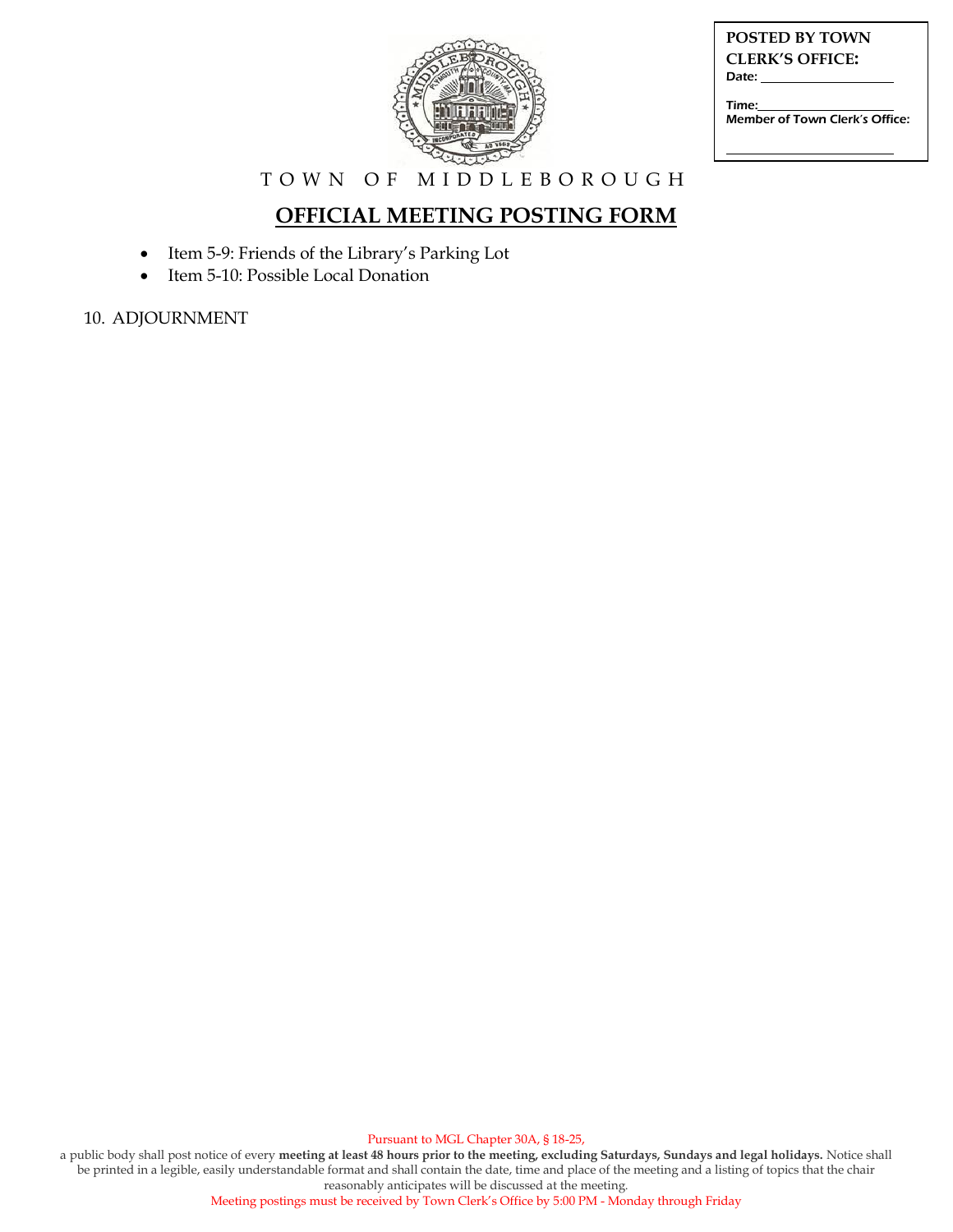**POSTED BY TOWN CLERK'S OFFICE:**
Date: \_\_\_\_\_\_\_\_\_\_\_\_\_\_\_\_\_\_\_\_

Time: \_\_\_\_\_\_\_\_\_\_\_\_\_\_\_\_\_\_\_\_
Member of Town Clerk's Office:

\_\_\_\_\_\_\_\_\_\_\_\_\_\_\_\_\_\_\_\_

T O W N   O F   M I D D L E B O R O U G H

# OFFICIAL MEETING POSTING FORM

- Item 5-9: Friends of the Library's Parking Lot
- Item 5-10: Possible Local Donation

10. ADJOURNMENT

Pursuant to MGL Chapter 30A, § 18-25,
a public body shall post notice of every **meeting at least 48 hours prior to the meeting, excluding Saturdays, Sundays and legal holidays.** Notice shall be printed in a legible, easily understandable format and shall contain the date, time and place of the meeting and a listing of topics that the chair reasonably anticipates will be discussed at the meeting.
Meeting postings must be received by Town Clerk's Office by 5:00 PM - Monday through Friday